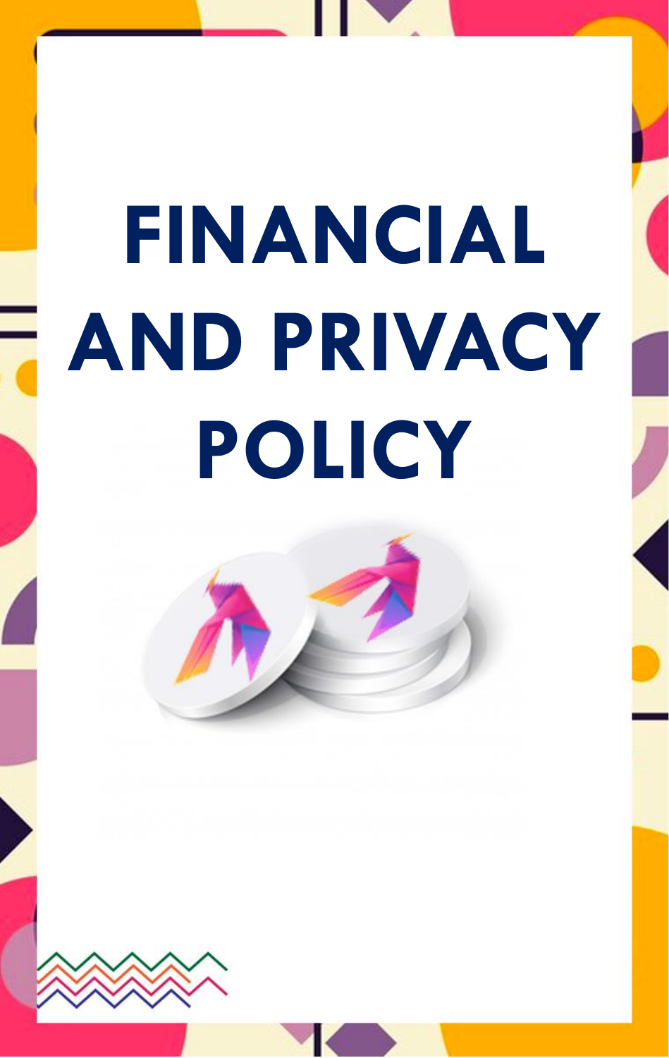# FINANCIAL AND PRIVACY POLICY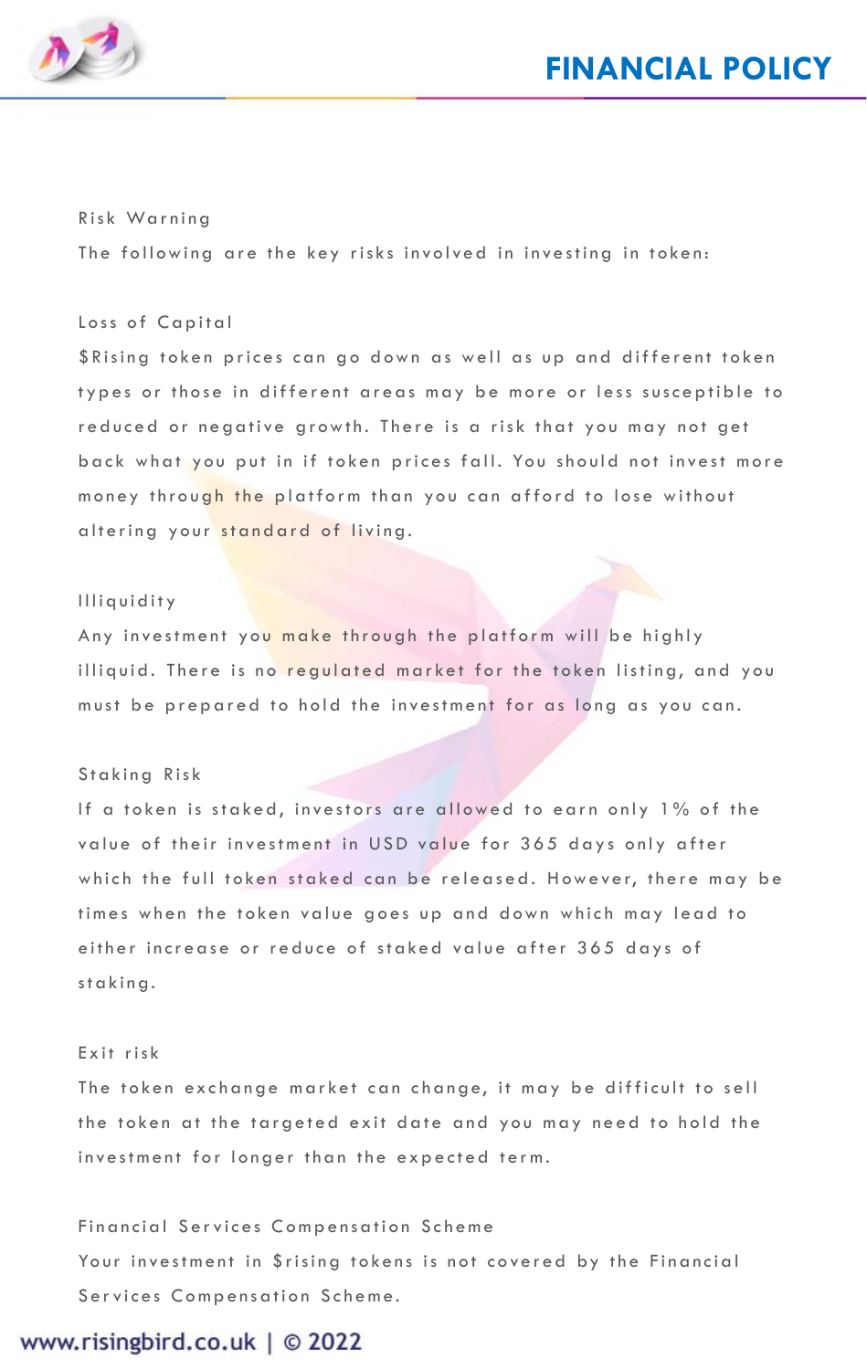# FINANCIAL POLICY

## Risk Warning

The following are the key risks involved in investing in token:

### Loss of Capital

$Rising token prices can go down as well as up and different token types or those in different areas may be more or less susceptible to reduced or negative growth. There is a risk that you may not get back what you put in if token prices fall. You should not invest more money through the platform than you can afford to lose without altering your standard of living.

### Illiquidity

Any investment you make through the platform will be highly illiquid. There is no regulated market for the token listing, and you must be prepared to hold the investment for as long as you can.

### Staking Risk

If a token is staked, investors are allowed to earn only 1% of the value of their investment in USD value for 365 days only after which the full token staked can be released. However, there may be times when the token value goes up and down which may lead to either increase or reduce of staked value after 365 days of staking.

### Exit risk

The token exchange market can change, it may be difficult to sell the token at the targeted exit date and you may need to hold the investment for longer than the expected term.

### Financial Services Compensation Scheme

Your investment in $rising tokens is not covered by the Financial Services Compensation Scheme.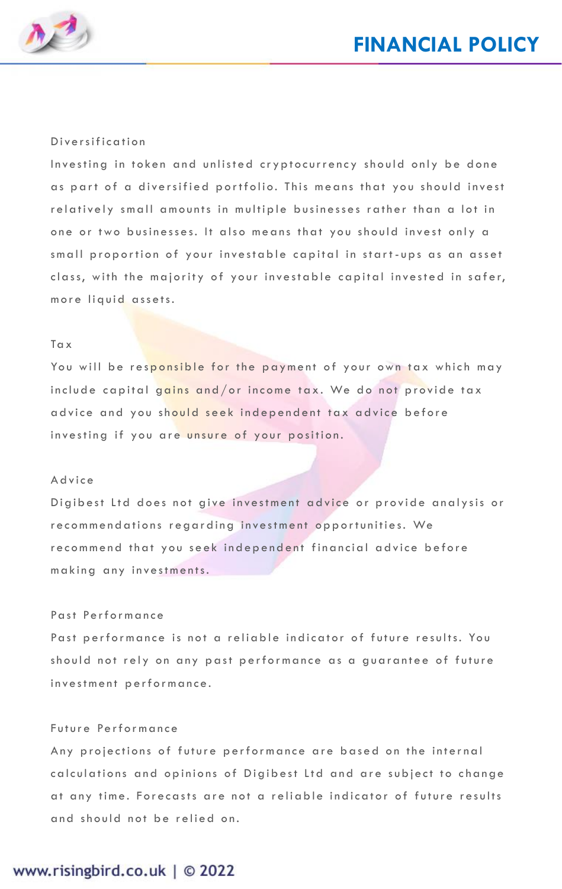### Diversification

Investing in token and unlisted cryptocurrency should only be done as part of a diversified portfolio. This means that you should invest relatively small amounts in multiple businesses rather than a lot in one or two businesses. It also means that you should invest only a small proportion of your investable capital in start-ups as an asset class, with the majority of your investable capital invested in safer, more liquid assets.

### Tax

You will be responsible for the payment of your own tax which may include capital gains and/or income tax. We do not provide tax advice and you should seek independent tax advice before investing if you are unsure of your position.

### Advice

Digibest Ltd does not give investment advice or provide analysis or recommendations regarding investment opportunities. We recommend that you seek independent financial advice before making any investments.

### Past Performance

Past performance is not a reliable indicator of future results. You should not rely on any past performance as a guarantee of future investment performance.

### Future Performance

Any projections of future performance are based on the internal calculations and opinions of Digibest Ltd and are subject to change at any time. Forecasts are not a reliable indicator of future results and should not be relied on.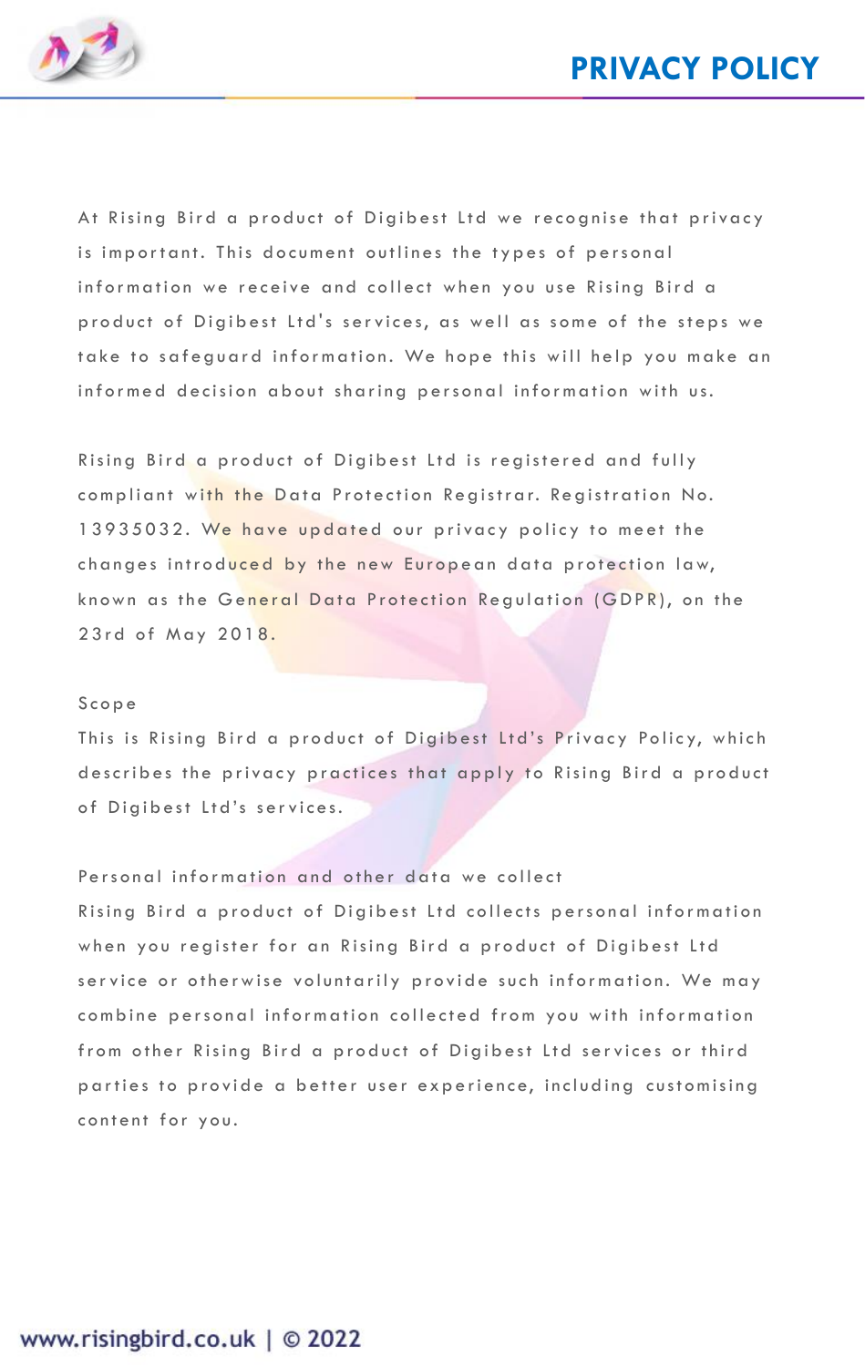# PRIVACY POLICY

At Rising Bird a product of Digibest Ltd we recognise that privacy is important. This document outlines the types of personal information we receive and collect when you use Rising Bird a product of Digibest Ltd's services, as well as some of the steps we take to safeguard information. We hope this will help you make an informed decision about sharing personal information with us.

Rising Bird a product of Digibest Ltd is registered and fully compliant with the Data Protection Registrar. Registration No. 13935032. We have updated our privacy policy to meet the changes introduced by the new European data protection law, known as the General Data Protection Regulation (GDPR), on the 23rd of May 2018.

## Scope

This is Rising Bird a product of Digibest Ltd's Privacy Policy, which describes the privacy practices that apply to Rising Bird a product of Digibest Ltd's services.

## Personal information and other data we collect

Rising Bird a product of Digibest Ltd collects personal information when you register for an Rising Bird a product of Digibest Ltd service or otherwise voluntarily provide such information. We may combine personal information collected from you with information from other Rising Bird a product of Digibest Ltd services or third parties to provide a better user experience, including customising content for you.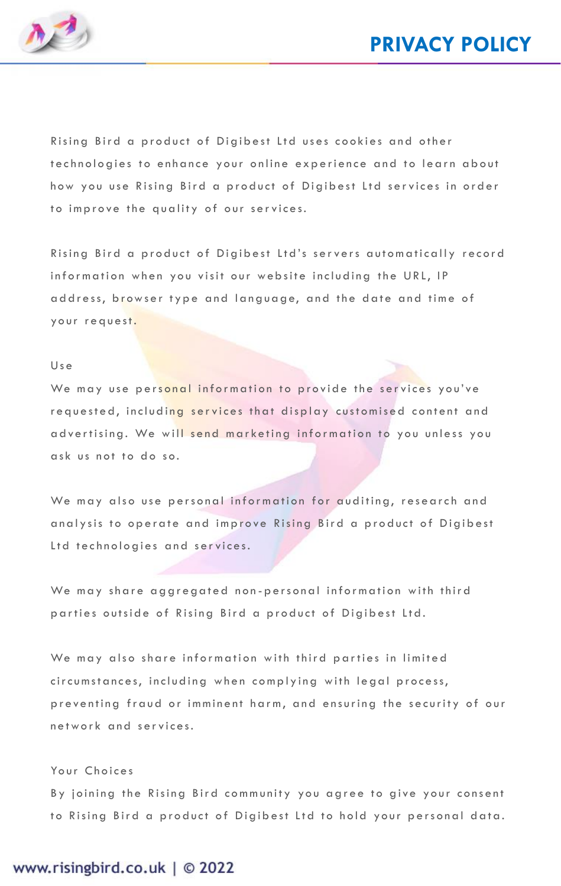# PRIVACY POLICY

Rising Bird a product of Digibest Ltd uses cookies and other technologies to enhance your online experience and to learn about how you use Rising Bird a product of Digibest Ltd services in order to improve the quality of our services.

Rising Bird a product of Digibest Ltd's servers automatically record information when you visit our website including the URL, IP address, browser type and language, and the date and time of your request.

### Use

We may use personal information to provide the services you've requested, including services that display customised content and advertising. We will send marketing information to you unless you ask us not to do so.

We may also use personal information for auditing, research and analysis to operate and improve Rising Bird a product of Digibest Ltd technologies and services.

We may share aggregated non-personal information with third parties outside of Rising Bird a product of Digibest Ltd.

We may also share information with third parties in limited circumstances, including when complying with legal process, preventing fraud or imminent harm, and ensuring the security of our network and services.

### Your Choices

By joining the Rising Bird community you agree to give your consent to Rising Bird a product of Digibest Ltd to hold your personal data.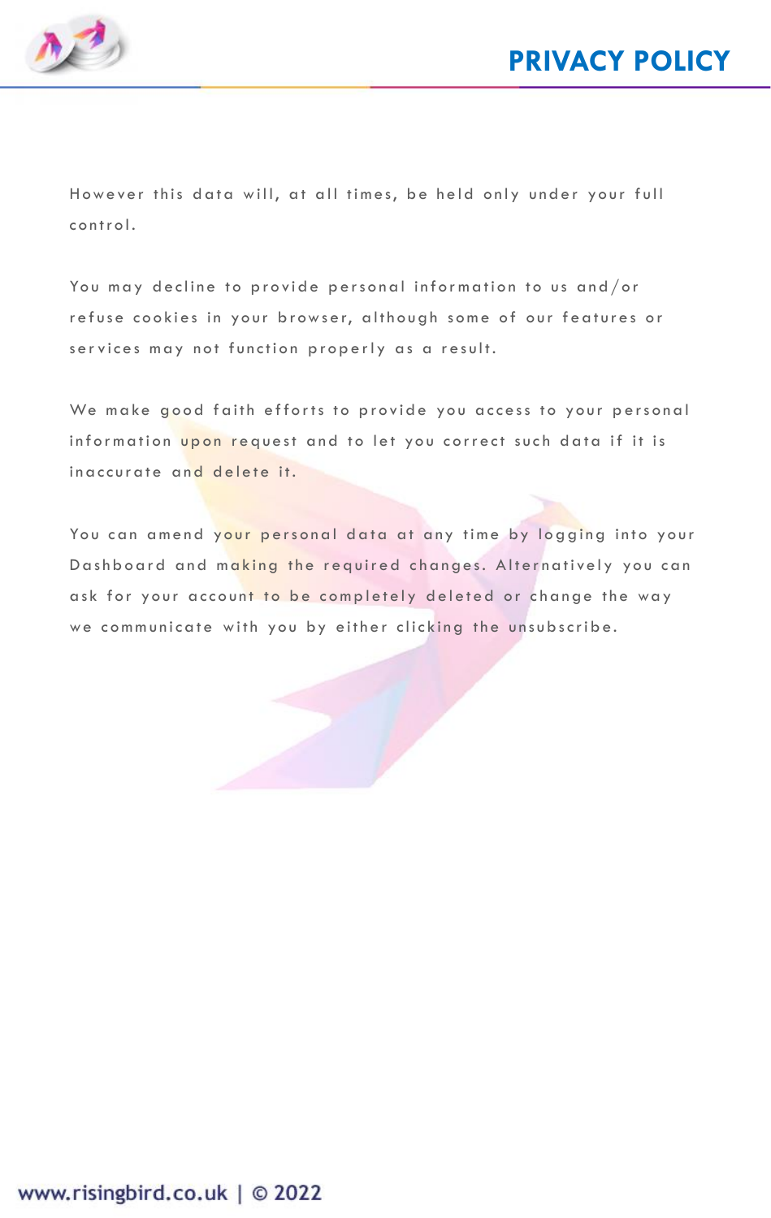However this data will, at all times, be held only under your full control.

You may decline to provide personal information to us and/or refuse cookies in your browser, although some of our features or services may not function properly as a result.

We make good faith efforts to provide you access to your personal information upon request and to let you correct such data if it is inaccurate and delete it.

You can amend your personal data at any time by logging into your Dashboard and making the required changes. Alternatively you can ask for your account to be completely deleted or change the way we communicate with you by either clicking the unsubscribe.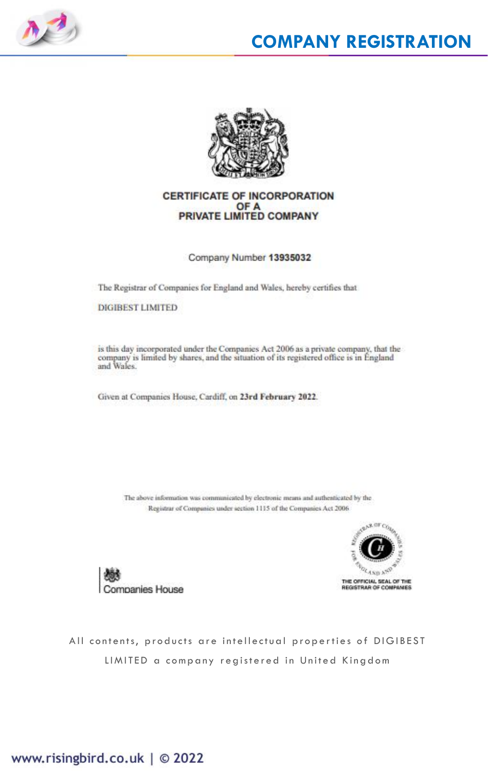# COMPANY REGISTRATION

**CERTIFICATE OF INCORPORATION**
**OF A**
**PRIVATE LIMITED COMPANY**

Company Number **13935032**

The Registrar of Companies for England and Wales, hereby certifies that

DIGIBEST LIMITED

is this day incorporated under the Companies Act 2006 as a private company, that the company is limited by shares, and the situation of its registered office is in England and Wales.

Given at Companies House, Cardiff, on **23rd February 2022**.

The above information was communicated by electronic means and authenticated by the Registrar of Companies under section 1115 of the Companies Act 2006

Companies House

REGISTRAR OF COMPANIES FOR ENGLAND AND WALES

THE OFFICIAL SEAL OF THE REGISTRAR OF COMPANIES

All contents, products are intellectual properties of DIGIBEST LIMITED a company registered in United Kingdom

www.risingbird.co.uk | © 2022